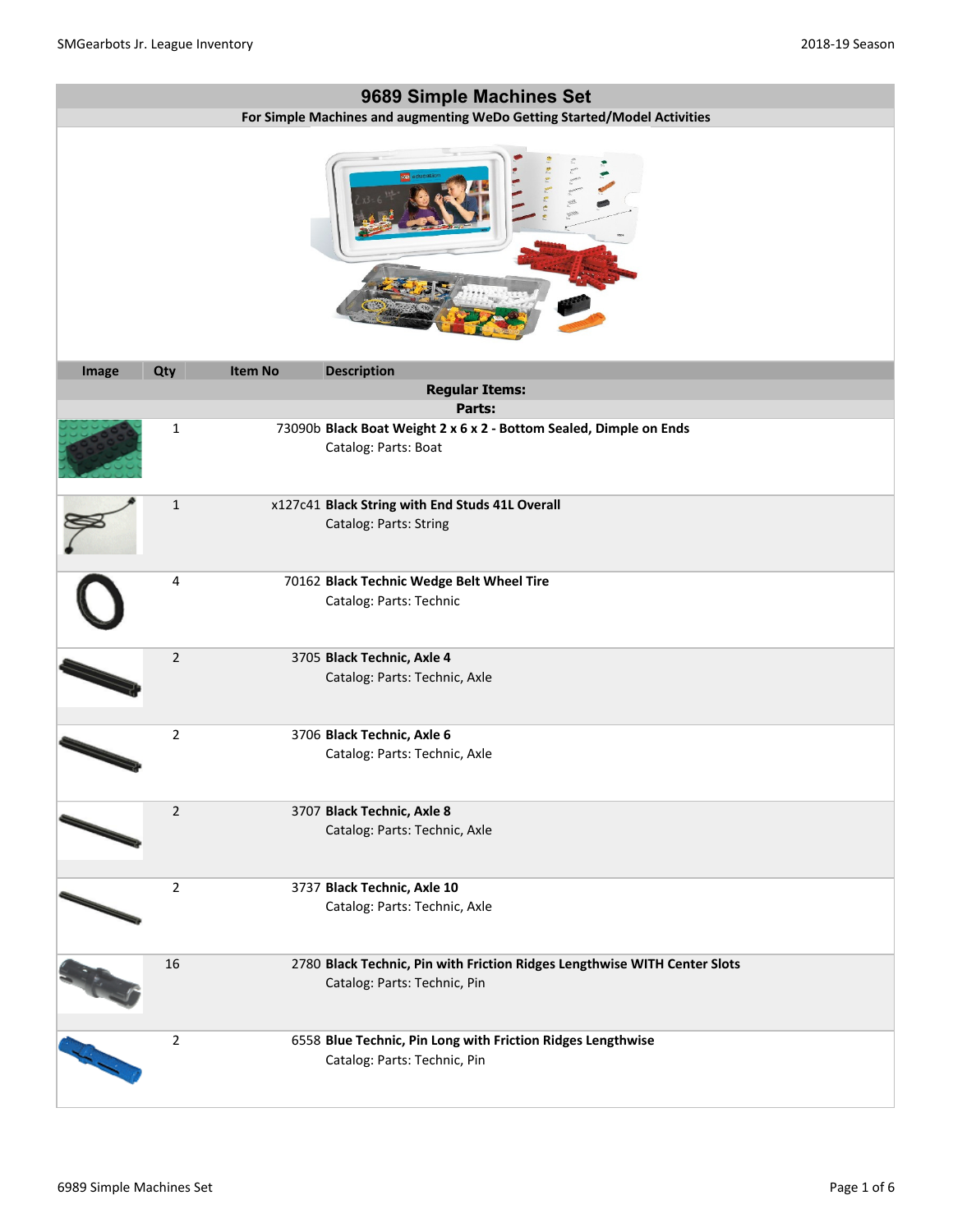# 9689 Simple Machines Set

**For Simple Machines and augmenting WeDo Getting Started/Model Activities**

| Image | Qty | Item No | Description |
|---|---|---|---|
| | | | **Regular Items:** |
| | | | **Parts:** |
| | 1 | 73090b | **Black Boat Weight 2 x 6 x 2 - Bottom Sealed, Dimple on Ends** Catalog: Parts: Boat |
| | 1 | x127c41 | **Black String with End Studs 41L Overall** Catalog: Parts: String |
| | 4 | 70162 | **Black Technic Wedge Belt Wheel Tire** Catalog: Parts: Technic |
| | 2 | 3705 | **Black Technic, Axle 4** Catalog: Parts: Technic, Axle |
| | 2 | 3706 | **Black Technic, Axle 6** Catalog: Parts: Technic, Axle |
| | 2 | 3707 | **Black Technic, Axle 8** Catalog: Parts: Technic, Axle |
| | 2 | 3737 | **Black Technic, Axle 10** Catalog: Parts: Technic, Axle |
| | 16 | 2780 | **Black Technic, Pin with Friction Ridges Lengthwise WITH Center Slots** Catalog: Parts: Technic, Pin |
| | 2 | 6558 | **Blue Technic, Pin Long with Friction Ridges Lengthwise** Catalog: Parts: Technic, Pin |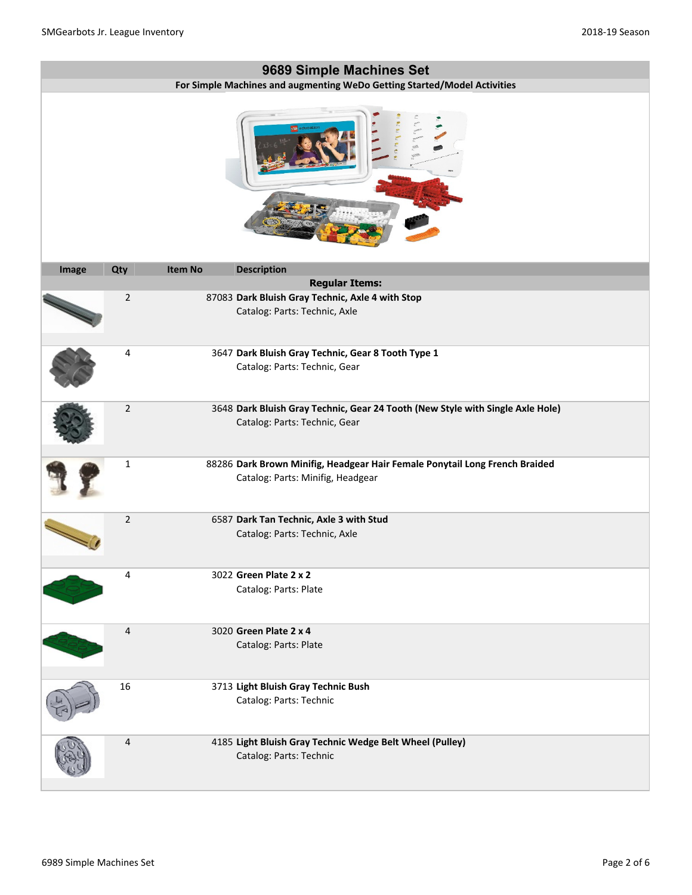## 9689 Simple Machines Set

**For Simple Machines and augmenting WeDo Getting Started/Model Activities**

| Image | Qty | Item No | Description |
|---|---|---|---|
| | | | **Regular Items:** |
| | 2 | 87083 | **Dark Bluish Gray Technic, Axle 4 with Stop**<br>Catalog: Parts: Technic, Axle |
| | 4 | 3647 | **Dark Bluish Gray Technic, Gear 8 Tooth Type 1**<br>Catalog: Parts: Technic, Gear |
| | 2 | 3648 | **Dark Bluish Gray Technic, Gear 24 Tooth (New Style with Single Axle Hole)**<br>Catalog: Parts: Technic, Gear |
| | 1 | 88286 | **Dark Brown Minifig, Headgear Hair Female Ponytail Long French Braided**<br>Catalog: Parts: Minifig, Headgear |
| | 2 | 6587 | **Dark Tan Technic, Axle 3 with Stud**<br>Catalog: Parts: Technic, Axle |
| | 4 | 3022 | **Green Plate 2 x 2**<br>Catalog: Parts: Plate |
| | 4 | 3020 | **Green Plate 2 x 4**<br>Catalog: Parts: Plate |
| | 16 | 3713 | **Light Bluish Gray Technic Bush**<br>Catalog: Parts: Technic |
| | 4 | 4185 | **Light Bluish Gray Technic Wedge Belt Wheel (Pulley)**<br>Catalog: Parts: Technic |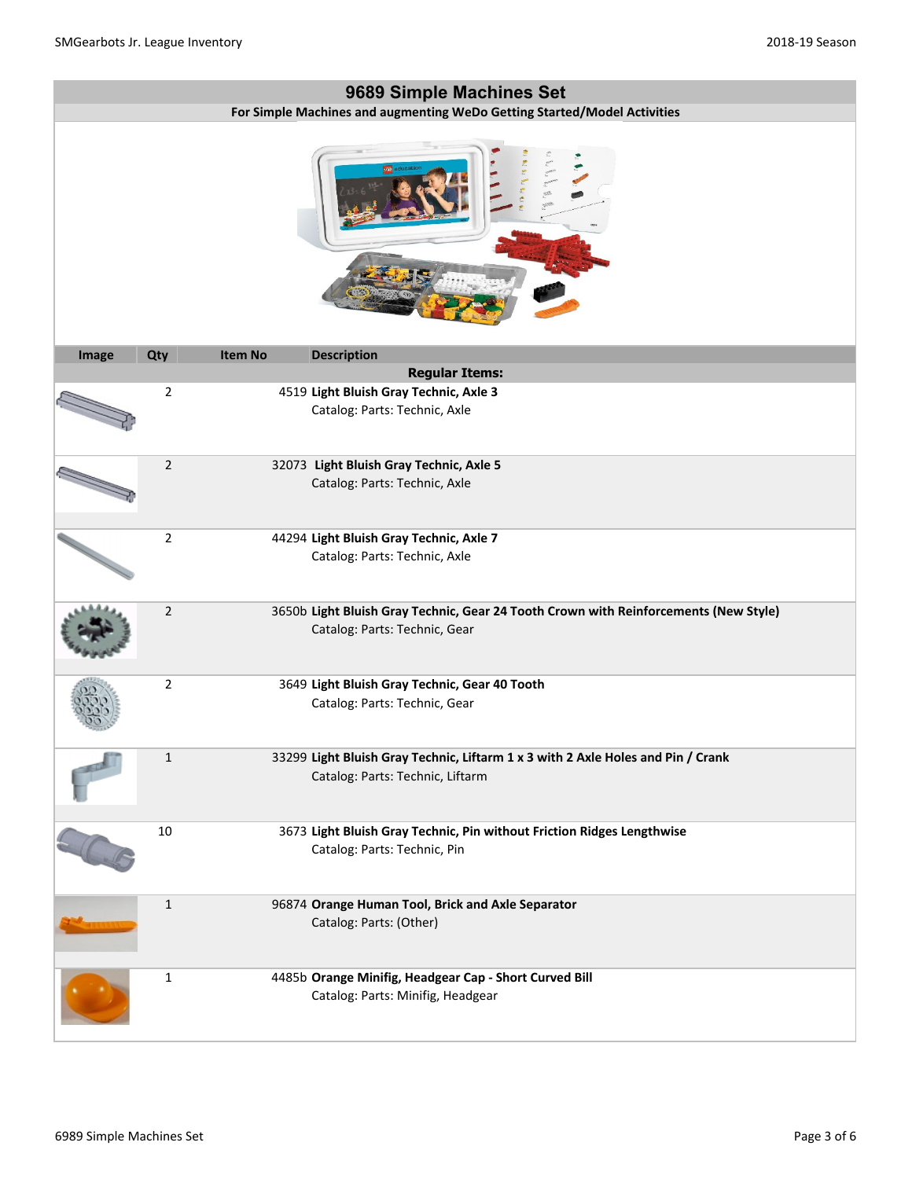## 9689 Simple Machines Set

**For Simple Machines and augmenting WeDo Getting Started/Model Activities**

| Image | Qty | Item No | Description |
|---|---|---|---|
| | | | **Regular Items:** |
| | 2 | 4519 | **Light Bluish Gray Technic, Axle 3**<br>Catalog: Parts: Technic, Axle |
| | 2 | 32073 | **Light Bluish Gray Technic, Axle 5**<br>Catalog: Parts: Technic, Axle |
| | 2 | 44294 | **Light Bluish Gray Technic, Axle 7**<br>Catalog: Parts: Technic, Axle |
| | 2 | 3650b | **Light Bluish Gray Technic, Gear 24 Tooth Crown with Reinforcements (New Style)**<br>Catalog: Parts: Technic, Gear |
| | 2 | 3649 | **Light Bluish Gray Technic, Gear 40 Tooth**<br>Catalog: Parts: Technic, Gear |
| | 1 | 33299 | **Light Bluish Gray Technic, Liftarm 1 x 3 with 2 Axle Holes and Pin / Crank**<br>Catalog: Parts: Technic, Liftarm |
| | 10 | 3673 | **Light Bluish Gray Technic, Pin without Friction Ridges Lengthwise**<br>Catalog: Parts: Technic, Pin |
| | 1 | 96874 | **Orange Human Tool, Brick and Axle Separator**<br>Catalog: Parts: (Other) |
| | 1 | 4485b | **Orange Minifig, Headgear Cap - Short Curved Bill**<br>Catalog: Parts: Minifig, Headgear |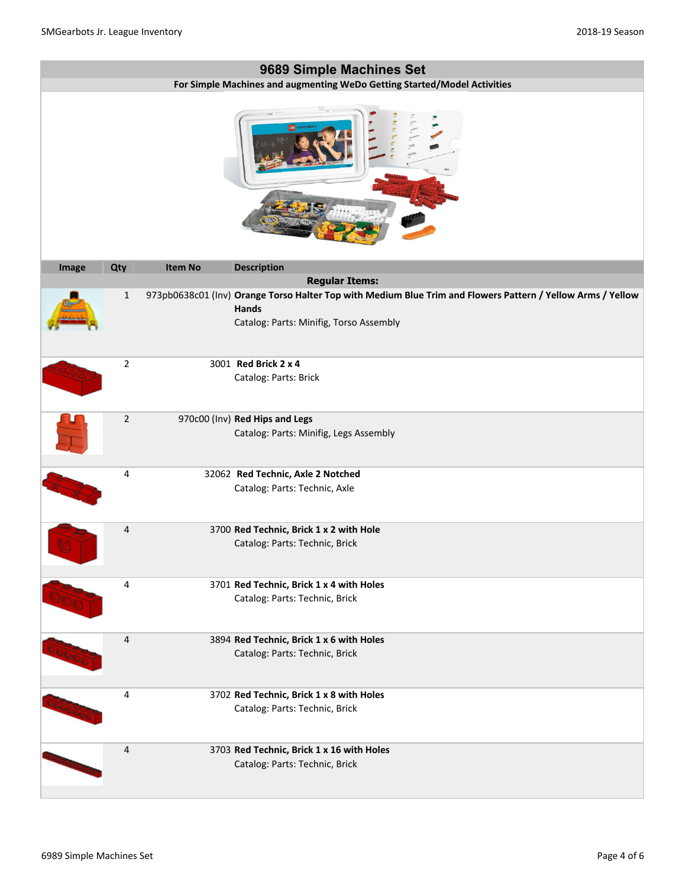## 9689 Simple Machines Set

**For Simple Machines and augmenting WeDo Getting Started/Model Activities**

| Image | Qty | Item No | Description |
|---|---|---|---|
| | | | **Regular Items:** |
| | 1 | 973pb0638c01 (Inv) | **Orange Torso Halter Top with Medium Blue Trim and Flowers Pattern / Yellow Arms / Yellow Hands** Catalog: Parts: Minifig, Torso Assembly |
| | 2 | 3001 | **Red Brick 2 x 4** Catalog: Parts: Brick |
| | 2 | 970c00 (Inv) | **Red Hips and Legs** Catalog: Parts: Minifig, Legs Assembly |
| | 4 | 32062 | **Red Technic, Axle 2 Notched** Catalog: Parts: Technic, Axle |
| | 4 | 3700 | **Red Technic, Brick 1 x 2 with Hole** Catalog: Parts: Technic, Brick |
| | 4 | 3701 | **Red Technic, Brick 1 x 4 with Holes** Catalog: Parts: Technic, Brick |
| | 4 | 3894 | **Red Technic, Brick 1 x 6 with Holes** Catalog: Parts: Technic, Brick |
| | 4 | 3702 | **Red Technic, Brick 1 x 8 with Holes** Catalog: Parts: Technic, Brick |
| | 4 | 3703 | **Red Technic, Brick 1 x 16 with Holes** Catalog: Parts: Technic, Brick |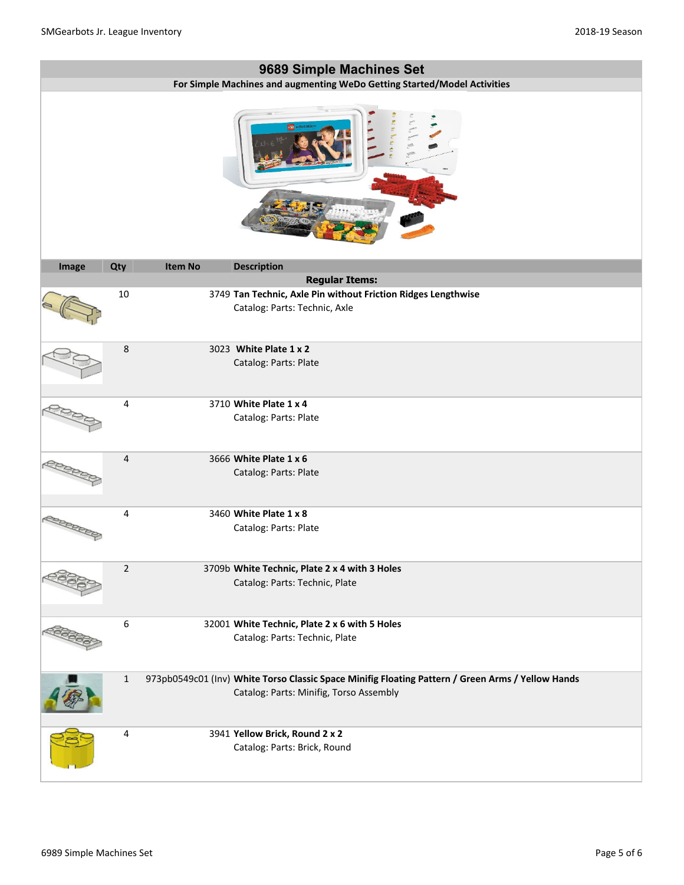## 9689 Simple Machines Set

**For Simple Machines and augmenting WeDo Getting Started/Model Activities**

| Image | Qty | Item No | Description |
| --- | --- | --- | --- |
| | | | **Regular Items:** |
| | 10 | 3749 | **Tan Technic, Axle Pin without Friction Ridges Lengthwise** Catalog: Parts: Technic, Axle |
| | 8 | 3023 | **White Plate 1 x 2** Catalog: Parts: Plate |
| | 4 | 3710 | **White Plate 1 x 4** Catalog: Parts: Plate |
| | 4 | 3666 | **White Plate 1 x 6** Catalog: Parts: Plate |
| | 4 | 3460 | **White Plate 1 x 8** Catalog: Parts: Plate |
| | 2 | 3709b | **White Technic, Plate 2 x 4 with 3 Holes** Catalog: Parts: Technic, Plate |
| | 6 | 32001 | **White Technic, Plate 2 x 6 with 5 Holes** Catalog: Parts: Technic, Plate |
| | 1 | 973pb0549c01 (Inv) | **White Torso Classic Space Minifig Floating Pattern / Green Arms / Yellow Hands** Catalog: Parts: Minifig, Torso Assembly |
| | 4 | 3941 | **Yellow Brick, Round 2 x 2** Catalog: Parts: Brick, Round |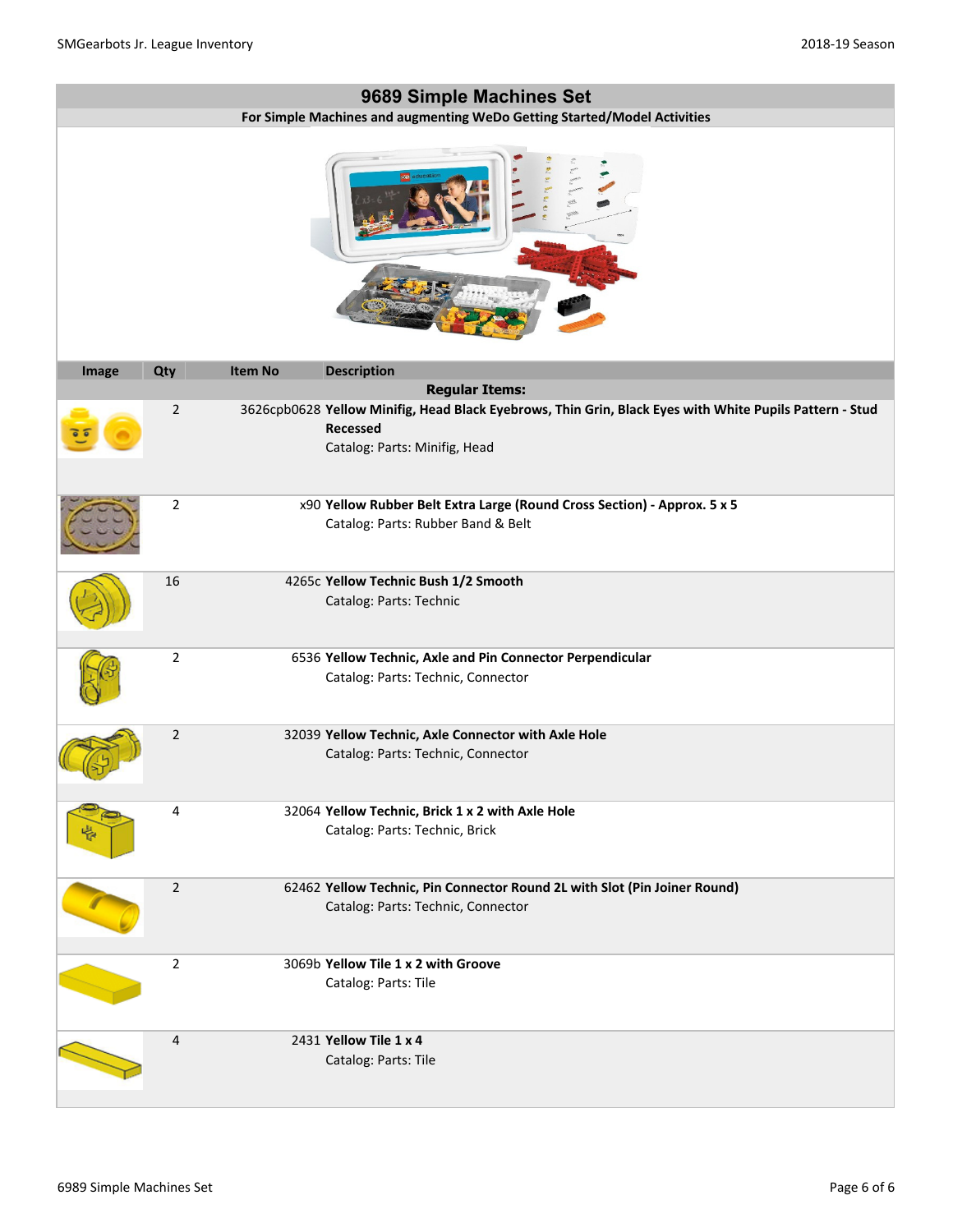## 9689 Simple Machines Set

**For Simple Machines and augmenting WeDo Getting Started/Model Activities**

| Image | Qty | Item No | Description |
|---|---|---|---|
| | | | **Regular Items:** |
| | 2 | 3626cpb0628 | **Yellow Minifig, Head Black Eyebrows, Thin Grin, Black Eyes with White Pupils Pattern - Stud Recessed** Catalog: Parts: Minifig, Head |
| | 2 | x90 | **Yellow Rubber Belt Extra Large (Round Cross Section) - Approx. 5 x 5** Catalog: Parts: Rubber Band & Belt |
| | 16 | 4265c | **Yellow Technic Bush 1/2 Smooth** Catalog: Parts: Technic |
| | 2 | 6536 | **Yellow Technic, Axle and Pin Connector Perpendicular** Catalog: Parts: Technic, Connector |
| | 2 | 32039 | **Yellow Technic, Axle Connector with Axle Hole** Catalog: Parts: Technic, Connector |
| | 4 | 32064 | **Yellow Technic, Brick 1 x 2 with Axle Hole** Catalog: Parts: Technic, Brick |
| | 2 | 62462 | **Yellow Technic, Pin Connector Round 2L with Slot (Pin Joiner Round)** Catalog: Parts: Technic, Connector |
| | 2 | 3069b | **Yellow Tile 1 x 2 with Groove** Catalog: Parts: Tile |
| | 4 | 2431 | **Yellow Tile 1 x 4** Catalog: Parts: Tile |